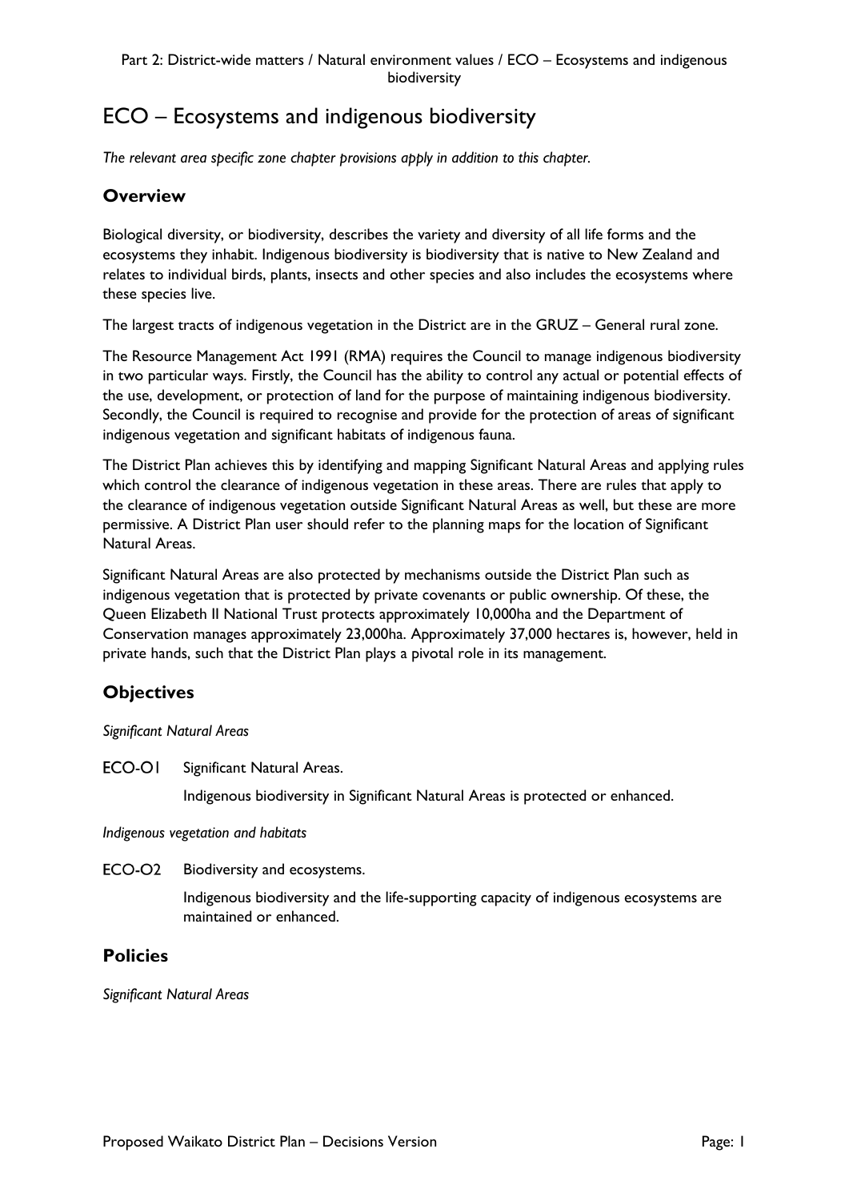# ECO – Ecosystems and indigenous biodiversity

*The relevant area specific zone chapter provisions apply in addition to this chapter.*

## Overview

Biological diversity, or biodiversity, describes the variety and diversity of all life forms and the ecosystems they inhabit. Indigenous biodiversity is biodiversity that is native to New Zealand and relates to individual birds, plants, insects and other species and also includes the ecosystems where these species live.

The largest tracts of indigenous vegetation in the District are in the GRUZ – General rural zone.

The Resource Management Act 1991 (RMA) requires the Council to manage indigenous biodiversity in two particular ways. Firstly, the Council has the ability to control any actual or potential effects of the use, development, or protection of land for the purpose of maintaining indigenous biodiversity. Secondly, the Council is required to recognise and provide for the protection of areas of significant indigenous vegetation and significant habitats of indigenous fauna.

The District Plan achieves this by identifying and mapping Significant Natural Areas and applying rules which control the clearance of indigenous vegetation in these areas. There are rules that apply to the clearance of indigenous vegetation outside Significant Natural Areas as well, but these are more permissive. A District Plan user should refer to the planning maps for the location of Significant Natural Areas.

Significant Natural Areas are also protected by mechanisms outside the District Plan such as indigenous vegetation that is protected by private covenants or public ownership. Of these, the Queen Elizabeth II National Trust protects approximately 10,000ha and the Department of Conservation manages approximately 23,000ha. Approximately 37,000 hectares is, however, held in private hands, such that the District Plan plays a pivotal role in its management.

## Objectives

*Significant Natural Areas*

ECO-O1 Significant Natural Areas.

Indigenous biodiversity in Significant Natural Areas is protected or enhanced.

*Indigenous vegetation and habitats*

ECO-O2 Biodiversity and ecosystems.

Indigenous biodiversity and the life-supporting capacity of indigenous ecosystems are maintained or enhanced.

## Policies

*Significant Natural Areas*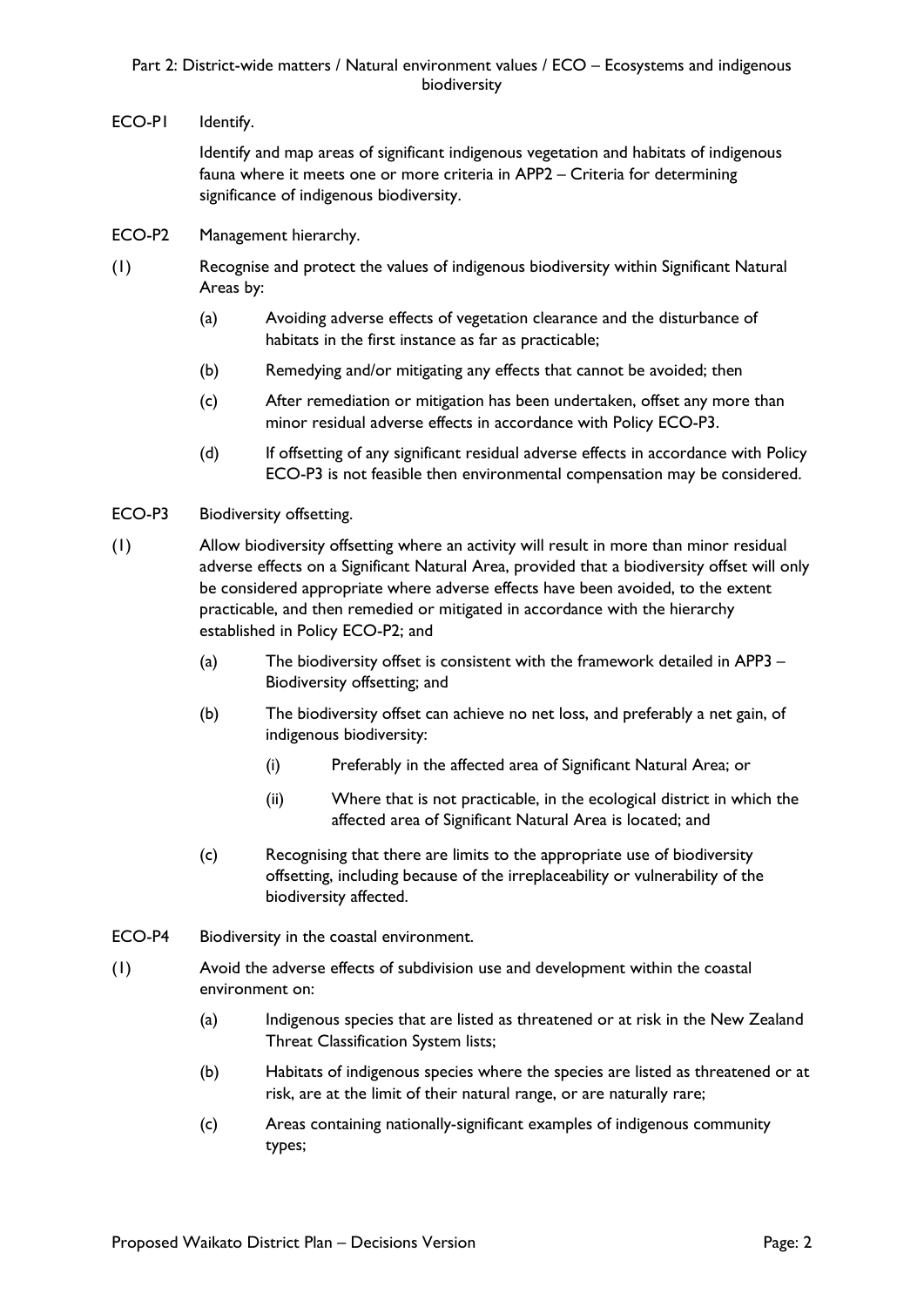ECO-P1 Identify.

Identify and map areas of significant indigenous vegetation and habitats of indigenous fauna where it meets one or more criteria in APP2 – Criteria for determining significance of indigenous biodiversity.

ECO-P2 Management hierarchy.

(1) Recognise and protect the values of indigenous biodiversity within Significant Natural Areas by:

- (a) Avoiding adverse effects of vegetation clearance and the disturbance of habitats in the first instance as far as practicable;
- (b) Remedying and/or mitigating any effects that cannot be avoided; then
- (c) After remediation or mitigation has been undertaken, offset any more than minor residual adverse effects in accordance with Policy ECO-P3.
- (d) If offsetting of any significant residual adverse effects in accordance with Policy ECO-P3 is not feasible then environmental compensation may be considered.

ECO-P3 Biodiversity offsetting.

(1) Allow biodiversity offsetting where an activity will result in more than minor residual adverse effects on a Significant Natural Area, provided that a biodiversity offset will only be considered appropriate where adverse effects have been avoided, to the extent practicable, and then remedied or mitigated in accordance with the hierarchy established in Policy ECO-P2; and

- (a) The biodiversity offset is consistent with the framework detailed in APP3 – Biodiversity offsetting; and
- (b) The biodiversity offset can achieve no net loss, and preferably a net gain, of indigenous biodiversity:
  - (i) Preferably in the affected area of Significant Natural Area; or
  - (ii) Where that is not practicable, in the ecological district in which the affected area of Significant Natural Area is located; and
- (c) Recognising that there are limits to the appropriate use of biodiversity offsetting, including because of the irreplaceability or vulnerability of the biodiversity affected.

ECO-P4 Biodiversity in the coastal environment.

(1) Avoid the adverse effects of subdivision use and development within the coastal environment on:

- (a) Indigenous species that are listed as threatened or at risk in the New Zealand Threat Classification System lists;
- (b) Habitats of indigenous species where the species are listed as threatened or at risk, are at the limit of their natural range, or are naturally rare;
- (c) Areas containing nationally-significant examples of indigenous community types;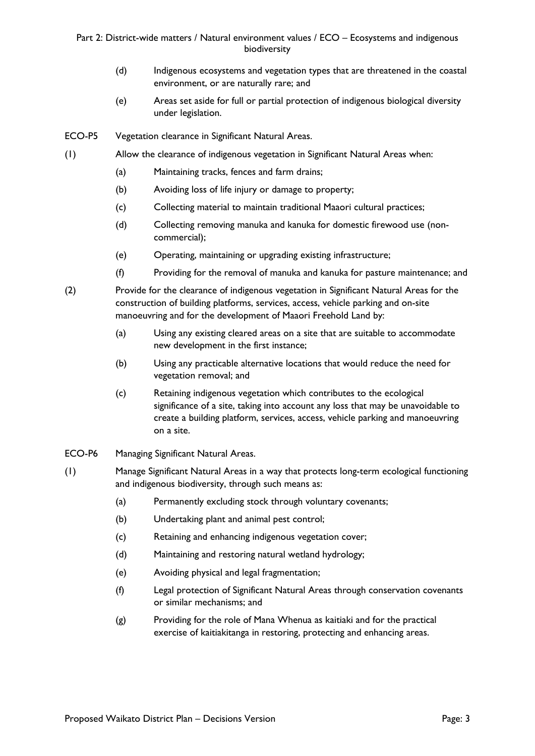(d) Indigenous ecosystems and vegetation types that are threatened in the coastal environment, or are naturally rare; and

(e) Areas set aside for full or partial protection of indigenous biological diversity under legislation.

**ECO-P5** Vegetation clearance in Significant Natural Areas.

(1) Allow the clearance of indigenous vegetation in Significant Natural Areas when:

  (a) Maintaining tracks, fences and farm drains;

  (b) Avoiding loss of life injury or damage to property;

  (c) Collecting material to maintain traditional Maaori cultural practices;

  (d) Collecting removing manuka and kanuka for domestic firewood use (non-commercial);

  (e) Operating, maintaining or upgrading existing infrastructure;

  (f) Providing for the removal of manuka and kanuka for pasture maintenance; and

(2) Provide for the clearance of indigenous vegetation in Significant Natural Areas for the construction of building platforms, services, access, vehicle parking and on-site manoeuvring and for the development of Maaori Freehold Land by:

  (a) Using any existing cleared areas on a site that are suitable to accommodate new development in the first instance;

  (b) Using any practicable alternative locations that would reduce the need for vegetation removal; and

  (c) Retaining indigenous vegetation which contributes to the ecological significance of a site, taking into account any loss that may be unavoidable to create a building platform, services, access, vehicle parking and manoeuvring on a site.

**ECO-P6** Managing Significant Natural Areas.

(1) Manage Significant Natural Areas in a way that protects long-term ecological functioning and indigenous biodiversity, through such means as:

  (a) Permanently excluding stock through voluntary covenants;

  (b) Undertaking plant and animal pest control;

  (c) Retaining and enhancing indigenous vegetation cover;

  (d) Maintaining and restoring natural wetland hydrology;

  (e) Avoiding physical and legal fragmentation;

  (f) Legal protection of Significant Natural Areas through conservation covenants or similar mechanisms; and

  (g) Providing for the role of Mana Whenua as kaitiaki and for the practical exercise of kaitiakitanga in restoring, protecting and enhancing areas.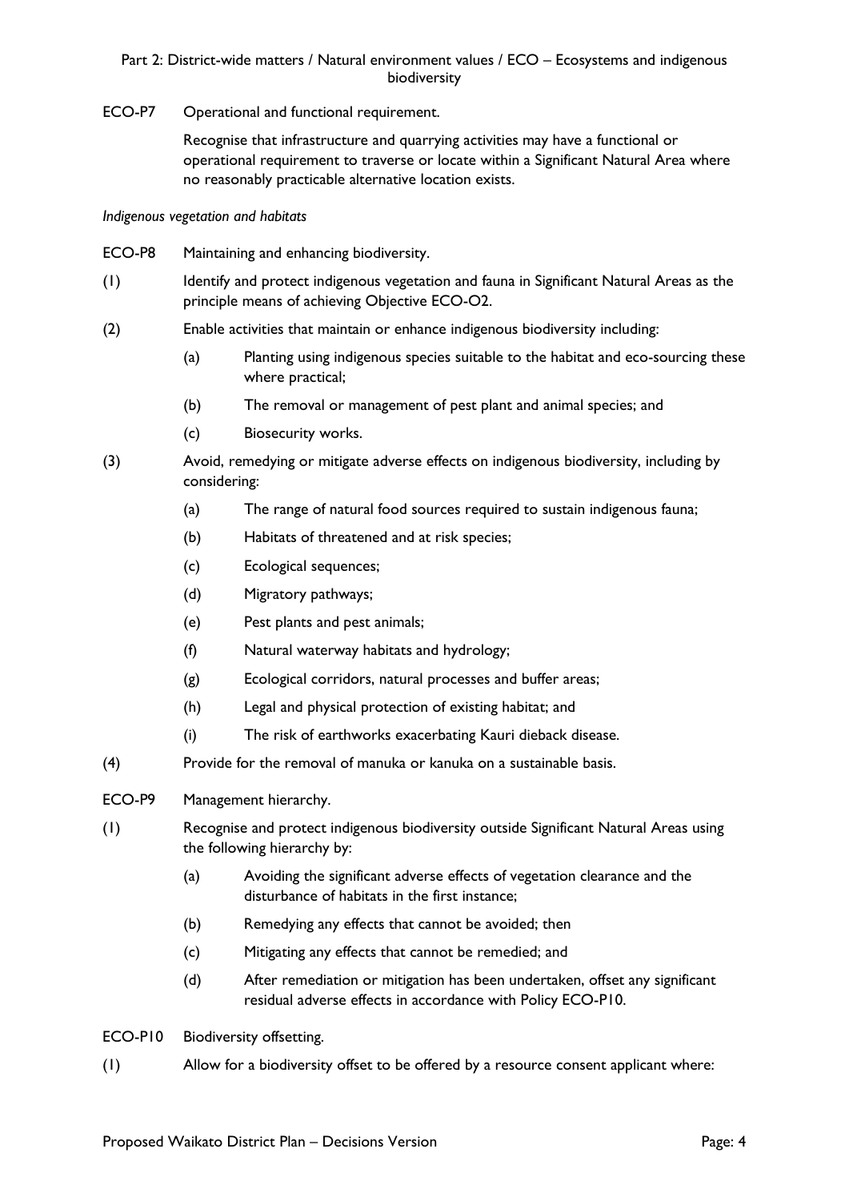ECO-P7 Operational and functional requirement.

Recognise that infrastructure and quarrying activities may have a functional or operational requirement to traverse or locate within a Significant Natural Area where no reasonably practicable alternative location exists.

*Indigenous vegetation and habitats*

ECO-P8 Maintaining and enhancing biodiversity.

(1) Identify and protect indigenous vegetation and fauna in Significant Natural Areas as the principle means of achieving Objective ECO-O2.

(2) Enable activities that maintain or enhance indigenous biodiversity including:

- (a) Planting using indigenous species suitable to the habitat and eco-sourcing these where practical;
- (b) The removal or management of pest plant and animal species; and
- (c) Biosecurity works.

(3) Avoid, remedying or mitigate adverse effects on indigenous biodiversity, including by considering:

- (a) The range of natural food sources required to sustain indigenous fauna;
- (b) Habitats of threatened and at risk species;
- (c) Ecological sequences;
- (d) Migratory pathways;
- (e) Pest plants and pest animals;
- (f) Natural waterway habitats and hydrology;
- (g) Ecological corridors, natural processes and buffer areas;
- (h) Legal and physical protection of existing habitat; and
- (i) The risk of earthworks exacerbating Kauri dieback disease.

(4) Provide for the removal of manuka or kanuka on a sustainable basis.

ECO-P9 Management hierarchy.

(1) Recognise and protect indigenous biodiversity outside Significant Natural Areas using the following hierarchy by:

- (a) Avoiding the significant adverse effects of vegetation clearance and the disturbance of habitats in the first instance;
- (b) Remedying any effects that cannot be avoided; then
- (c) Mitigating any effects that cannot be remedied; and
- (d) After remediation or mitigation has been undertaken, offset any significant residual adverse effects in accordance with Policy ECO-P10.

ECO-P10 Biodiversity offsetting.

(1) Allow for a biodiversity offset to be offered by a resource consent applicant where: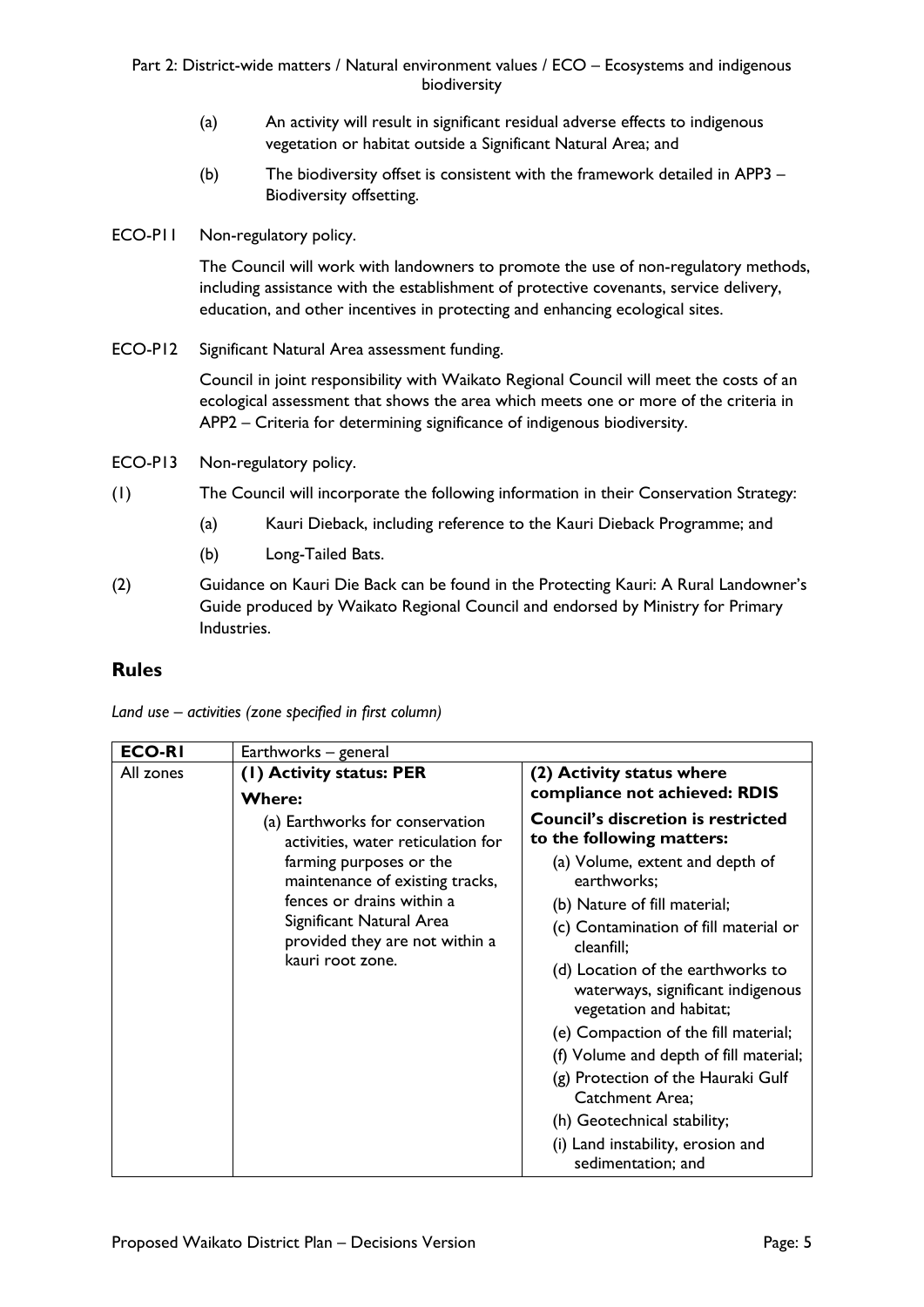(a) An activity will result in significant residual adverse effects to indigenous vegetation or habitat outside a Significant Natural Area; and

(b) The biodiversity offset is consistent with the framework detailed in APP3 – Biodiversity offsetting.

ECO-P11 Non-regulatory policy.

The Council will work with landowners to promote the use of non-regulatory methods, including assistance with the establishment of protective covenants, service delivery, education, and other incentives in protecting and enhancing ecological sites.

ECO-P12 Significant Natural Area assessment funding.

Council in joint responsibility with Waikato Regional Council will meet the costs of an ecological assessment that shows the area which meets one or more of the criteria in APP2 – Criteria for determining significance of indigenous biodiversity.

ECO-P13 Non-regulatory policy.

(1) The Council will incorporate the following information in their Conservation Strategy:

(a) Kauri Dieback, including reference to the Kauri Dieback Programme; and

(b) Long-Tailed Bats.

(2) Guidance on Kauri Die Back can be found in the Protecting Kauri: A Rural Landowner's Guide produced by Waikato Regional Council and endorsed by Ministry for Primary Industries.

## Rules

*Land use – activities (zone specified in first column)*

| **ECO-R1** | Earthworks – general | |
|---|---|---|
| All zones | **(1) Activity status: PER**<br>**Where:**<br>(a) Earthworks for conservation activities, water reticulation for farming purposes or the maintenance of existing tracks, fences or drains within a Significant Natural Area provided they are not within a kauri root zone. | **(2) Activity status where compliance not achieved: RDIS**<br>**Council's discretion is restricted to the following matters:**<br>(a) Volume, extent and depth of earthworks;<br>(b) Nature of fill material;<br>(c) Contamination of fill material or cleanfill;<br>(d) Location of the earthworks to waterways, significant indigenous vegetation and habitat;<br>(e) Compaction of the fill material;<br>(f) Volume and depth of fill material;<br>(g) Protection of the Hauraki Gulf Catchment Area;<br>(h) Geotechnical stability;<br>(i) Land instability, erosion and sedimentation; and |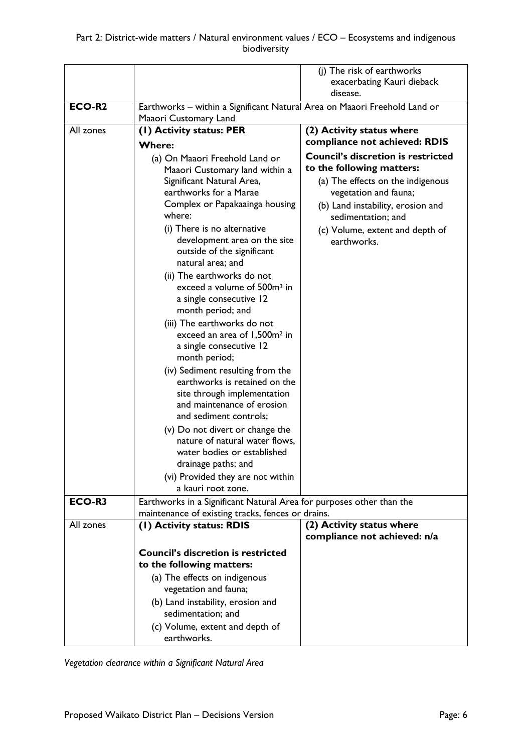| | | |
|---|---|---|
| | | (j) The risk of earthworks exacerbating Kauri dieback disease. |
| **ECO-R2** | Earthworks – within a Significant Natural Area on Maaori Freehold Land or Maaori Customary Land | |
| All zones | **(1) Activity status: PER**<br>**Where:**<br>(a) On Maaori Freehold Land or Maaori Customary land within a Significant Natural Area, earthworks for a Marae Complex or Papakaainga housing where:<br>(i) There is no alternative development area on the site outside of the significant natural area; and<br>(ii) The earthworks do not exceed a volume of $500m^3$ in a single consecutive 12 month period; and<br>(iii) The earthworks do not exceed an area of $1,500m^2$ in a single consecutive 12 month period;<br>(iv) Sediment resulting from the earthworks is retained on the site through implementation and maintenance of erosion and sediment controls;<br>(v) Do not divert or change the nature of natural water flows, water bodies or established drainage paths; and<br>(vi) Provided they are not within a kauri root zone. | **(2) Activity status where compliance not achieved: RDIS**<br>**Council's discretion is restricted to the following matters:**<br>(a) The effects on the indigenous vegetation and fauna;<br>(b) Land instability, erosion and sedimentation; and<br>(c) Volume, extent and depth of earthworks. |
| **ECO-R3** | Earthworks in a Significant Natural Area for purposes other than the maintenance of existing tracks, fences or drains. | |
| All zones | **(1) Activity status: RDIS**<br><br>**Council's discretion is restricted to the following matters:**<br>(a) The effects on indigenous vegetation and fauna;<br>(b) Land instability, erosion and sedimentation; and<br>(c) Volume, extent and depth of earthworks. | **(2) Activity status where compliance not achieved: n/a** |

*Vegetation clearance within a Significant Natural Area*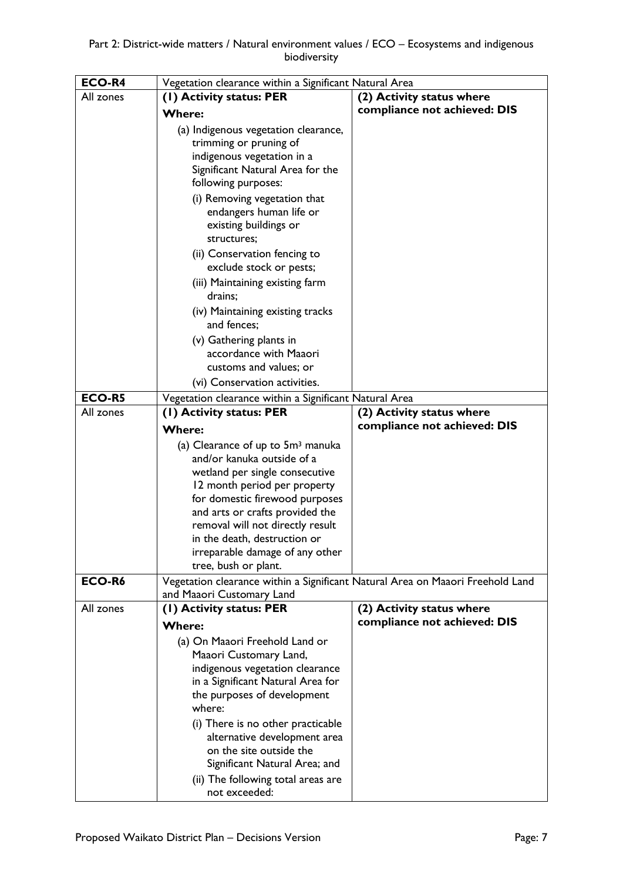| ECO-R4 | Vegetation clearance within a Significant Natural Area | |
|---|---|---|
| All zones | **(1) Activity status: PER**<br><br>**Where:**<br><br>(a) Indigenous vegetation clearance, trimming or pruning of indigenous vegetation in a Significant Natural Area for the following purposes:<br><br>(i) Removing vegetation that endangers human life or existing buildings or structures;<br><br>(ii) Conservation fencing to exclude stock or pests;<br><br>(iii) Maintaining existing farm drains;<br><br>(iv) Maintaining existing tracks and fences;<br><br>(v) Gathering plants in accordance with Maaori customs and values; or<br><br>(vi) Conservation activities. | **(2) Activity status where compliance not achieved: DIS** |
| **ECO-R5** | Vegetation clearance within a Significant Natural Area | |
| All zones | **(1) Activity status: PER**<br><br>**Where:**<br><br>(a) Clearance of up to 5m$^3$ manuka and/or kanuka outside of a wetland per single consecutive 12 month period per property for domestic firewood purposes and arts or crafts provided the removal will not directly result in the death, destruction or irreparable damage of any other tree, bush or plant. | **(2) Activity status where compliance not achieved: DIS** |
| **ECO-R6** | Vegetation clearance within a Significant Natural Area on Maaori Freehold Land and Maaori Customary Land | |
| All zones | **(1) Activity status: PER**<br><br>**Where:**<br><br>(a) On Maaori Freehold Land or Maaori Customary Land, indigenous vegetation clearance in a Significant Natural Area for the purposes of development where:<br><br>(i) There is no other practicable alternative development area on the site outside the Significant Natural Area; and<br><br>(ii) The following total areas are not exceeded: | **(2) Activity status where compliance not achieved: DIS** |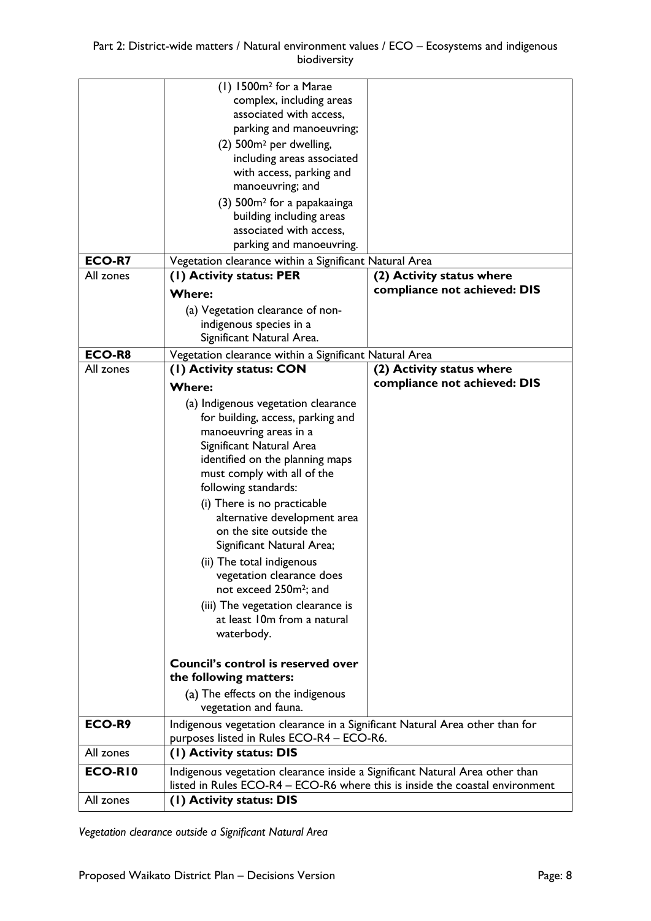| | | |
|---|---|---|
| | (1) 1500m² for a Marae complex, including areas associated with access, parking and manoeuvring;<br>(2) 500m² per dwelling, including areas associated with access, parking and manoeuvring; and<br>(3) 500m² for a papakaainga building including areas associated with access, parking and manoeuvring. | |
| **ECO-R7** | Vegetation clearance within a Significant Natural Area | |
| All zones | **(1) Activity status: PER**<br>**Where:**<br>(a) Vegetation clearance of non-indigenous species in a Significant Natural Area. | **(2) Activity status where compliance not achieved: DIS** |
| **ECO-R8** | Vegetation clearance within a Significant Natural Area | |
| All zones | **(1) Activity status: CON**<br>**Where:**<br>(a) Indigenous vegetation clearance for building, access, parking and manoeuvring areas in a Significant Natural Area identified on the planning maps must comply with all of the following standards:<br>(i) There is no practicable alternative development area on the site outside the Significant Natural Area;<br>(ii) The total indigenous vegetation clearance does not exceed 250m²; and<br>(iii) The vegetation clearance is at least 10m from a natural waterbody.<br><br>**Council's control is reserved over the following matters:**<br>(a) The effects on the indigenous vegetation and fauna. | **(2) Activity status where compliance not achieved: DIS** |
| **ECO-R9** | Indigenous vegetation clearance in a Significant Natural Area other than for purposes listed in Rules ECO-R4 – ECO-R6. | |
| All zones | **(1) Activity status: DIS** | |
| **ECO-R10** | Indigenous vegetation clearance inside a Significant Natural Area other than listed in Rules ECO-R4 – ECO-R6 where this is inside the coastal environment | |
| All zones | **(1) Activity status: DIS** | |

*Vegetation clearance outside a Significant Natural Area*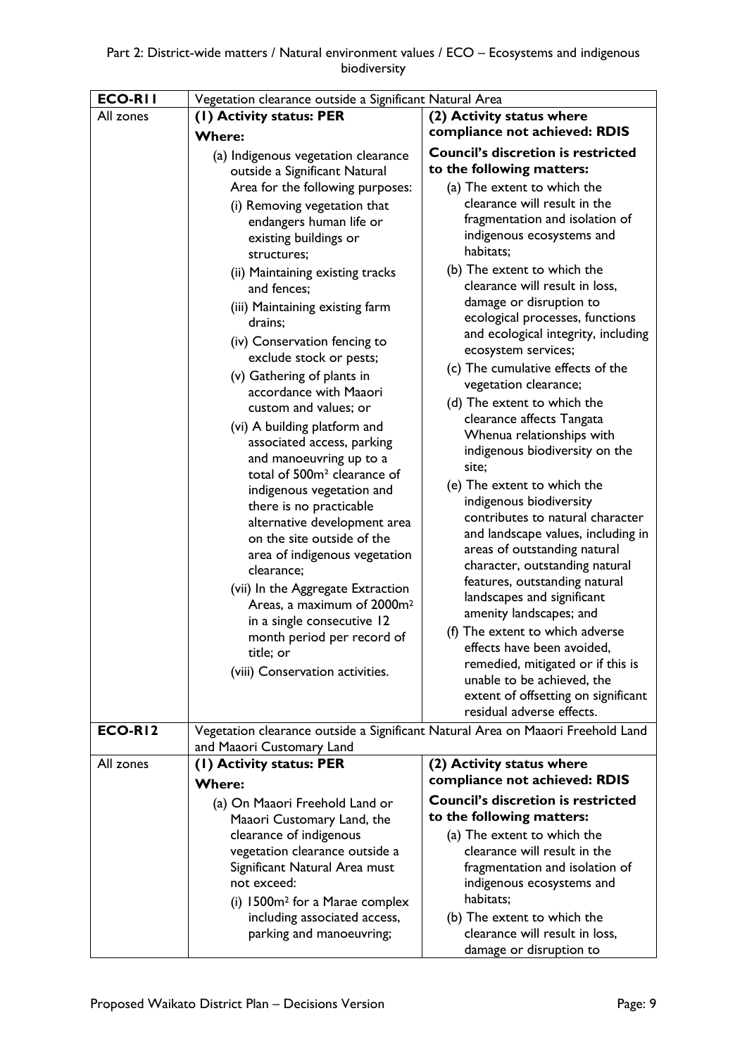| ECO-R11 | Vegetation clearance outside a Significant Natural Area | |
|---|---|---|
| All zones | **(1) Activity status: PER**<br><br>**Where:**<br><br>(a) Indigenous vegetation clearance outside a Significant Natural Area for the following purposes:<br>(i) Removing vegetation that endangers human life or existing buildings or structures;<br>(ii) Maintaining existing tracks and fences;<br>(iii) Maintaining existing farm drains;<br>(iv) Conservation fencing to exclude stock or pests;<br>(v) Gathering of plants in accordance with Maaori custom and values; or<br>(vi) A building platform and associated access, parking and manoeuvring up to a total of 500m² clearance of indigenous vegetation and there is no practicable alternative development area on the site outside of the area of indigenous vegetation clearance;<br>(vii) In the Aggregate Extraction Areas, a maximum of 2000m² in a single consecutive 12 month period per record of title; or<br>(viii) Conservation activities. | **(2) Activity status where compliance not achieved: RDIS**<br><br>**Council's discretion is restricted to the following matters:**<br><br>(a) The extent to which the clearance will result in the fragmentation and isolation of indigenous ecosystems and habitats;<br>(b) The extent to which the clearance will result in loss, damage or disruption to ecological processes, functions and ecological integrity, including ecosystem services;<br>(c) The cumulative effects of the vegetation clearance;<br>(d) The extent to which the clearance affects Tangata Whenua relationships with indigenous biodiversity on the site;<br>(e) The extent to which the indigenous biodiversity contributes to natural character and landscape values, including in areas of outstanding natural character, outstanding natural features, outstanding natural landscapes and significant amenity landscapes; and<br>(f) The extent to which adverse effects have been avoided, remedied, mitigated or if this is unable to be achieved, the extent of offsetting on significant residual adverse effects. |
| **ECO-R12** | Vegetation clearance outside a Significant Natural Area on Maaori Freehold Land and Maaori Customary Land | |
| All zones | **(1) Activity status: PER**<br><br>**Where:**<br><br>(a) On Maaori Freehold Land or Maaori Customary Land, the clearance of indigenous vegetation clearance outside a Significant Natural Area must not exceed:<br>(i) 1500m² for a Marae complex including associated access, parking and manoeuvring; | **(2) Activity status where compliance not achieved: RDIS**<br><br>**Council's discretion is restricted to the following matters:**<br><br>(a) The extent to which the clearance will result in the fragmentation and isolation of indigenous ecosystems and habitats;<br>(b) The extent to which the clearance will result in loss, damage or disruption to |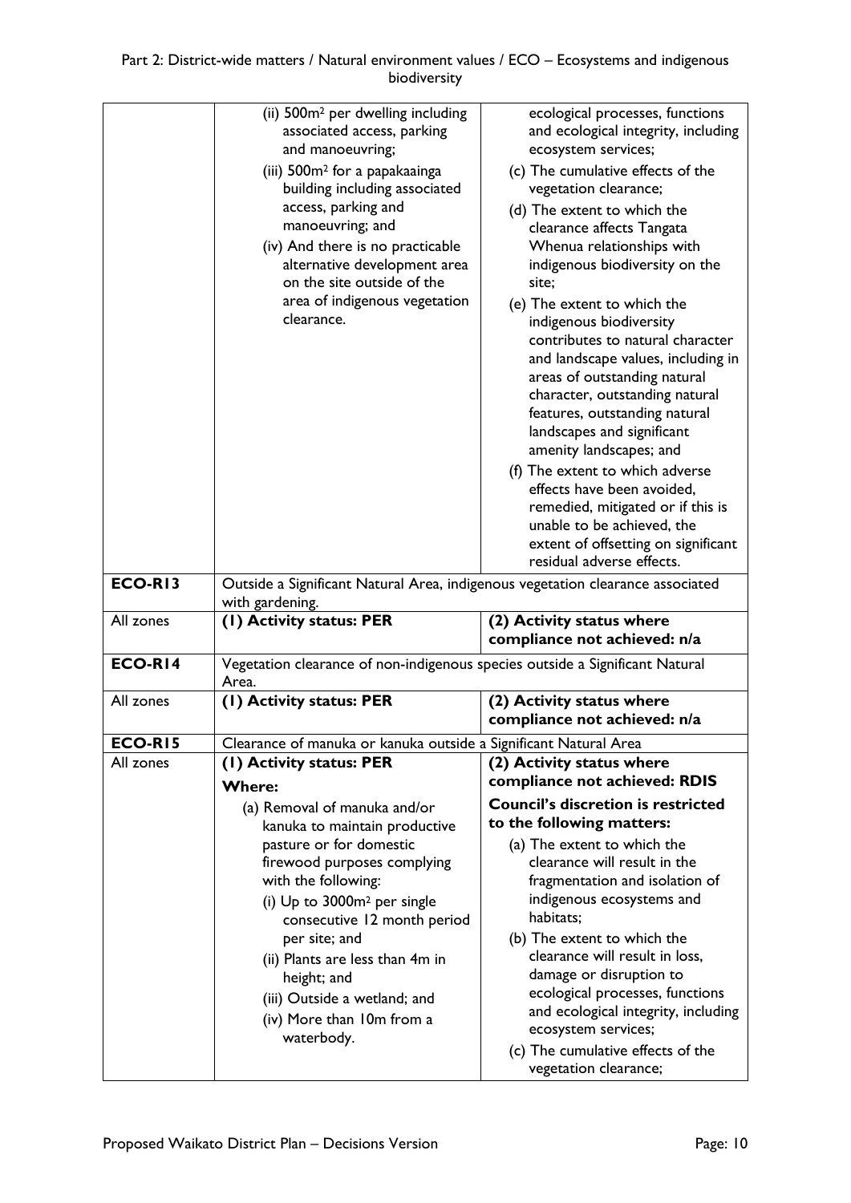| | | |
|---|---|---|
| | (ii) $500m^2$ per dwelling including associated access, parking and manoeuvring;<br>(iii) $500m^2$ for a papakaainga building including associated access, parking and manoeuvring; and<br>(iv) And there is no practicable alternative development area on the site outside of the area of indigenous vegetation clearance. | ecological processes, functions and ecological integrity, including ecosystem services;<br>(c) The cumulative effects of the vegetation clearance;<br>(d) The extent to which the clearance affects Tangata Whenua relationships with indigenous biodiversity on the site;<br>(e) The extent to which the indigenous biodiversity contributes to natural character and landscape values, including in areas of outstanding natural character, outstanding natural features, outstanding natural landscapes and significant amenity landscapes; and<br>(f) The extent to which adverse effects have been avoided, remedied, mitigated or if this is unable to be achieved, the extent of offsetting on significant residual adverse effects. |
| **ECO-R13** | Outside a Significant Natural Area, indigenous vegetation clearance associated with gardening. | |
| All zones | **(1) Activity status: PER** | **(2) Activity status where compliance not achieved: n/a** |
| **ECO-R14** | Vegetation clearance of non-indigenous species outside a Significant Natural Area. | |
| All zones | **(1) Activity status: PER** | **(2) Activity status where compliance not achieved: n/a** |
| **ECO-R15** | Clearance of manuka or kanuka outside a Significant Natural Area | |
| All zones | **(1) Activity status: PER**<br>**Where:**<br>(a) Removal of manuka and/or kanuka to maintain productive pasture or for domestic firewood purposes complying with the following:<br>(i) Up to $3000m^2$ per single consecutive 12 month period per site; and<br>(ii) Plants are less than 4m in height; and<br>(iii) Outside a wetland; and<br>(iv) More than 10m from a waterbody. | **(2) Activity status where compliance not achieved: RDIS**<br>**Council's discretion is restricted to the following matters:**<br>(a) The extent to which the clearance will result in the fragmentation and isolation of indigenous ecosystems and habitats;<br>(b) The extent to which the clearance will result in loss, damage or disruption to ecological processes, functions and ecological integrity, including ecosystem services;<br>(c) The cumulative effects of the vegetation clearance; |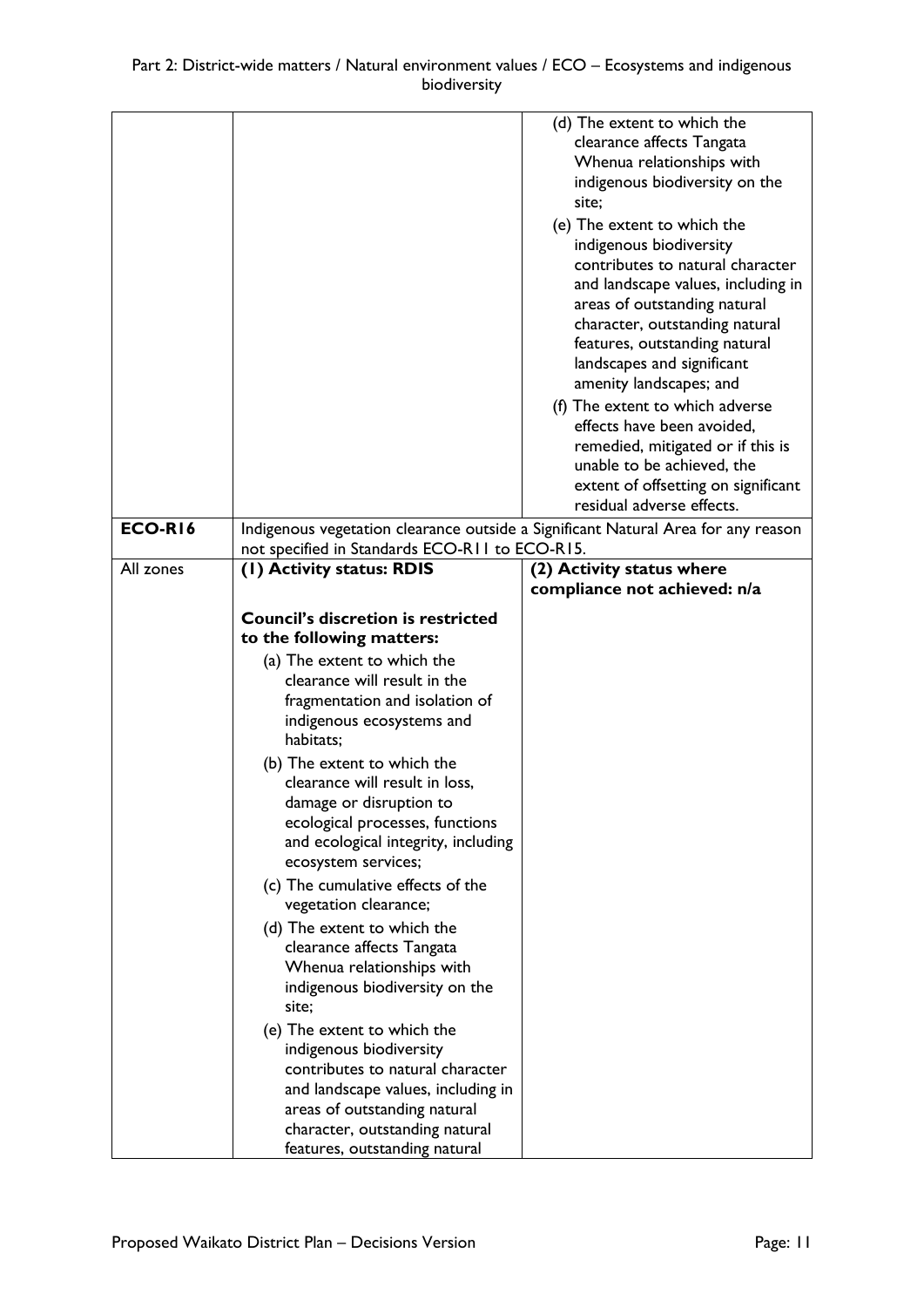|  |  |  |
|---|---|---|
|  |  | (d) The extent to which the clearance affects Tangata Whenua relationships with indigenous biodiversity on the site;<br>(e) The extent to which the indigenous biodiversity contributes to natural character and landscape values, including in areas of outstanding natural character, outstanding natural features, outstanding natural landscapes and significant amenity landscapes; and<br>(f) The extent to which adverse effects have been avoided, remedied, mitigated or if this is unable to be achieved, the extent of offsetting on significant residual adverse effects. |
| **ECO-R16** | Indigenous vegetation clearance outside a Significant Natural Area for any reason not specified in Standards ECO-R11 to ECO-R15. |  |
| All zones | **(1) Activity status: RDIS**<br><br>**Council's discretion is restricted to the following matters:**<br>(a) The extent to which the clearance will result in the fragmentation and isolation of indigenous ecosystems and habitats;<br>(b) The extent to which the clearance will result in loss, damage or disruption to ecological processes, functions and ecological integrity, including ecosystem services;<br>(c) The cumulative effects of the vegetation clearance;<br>(d) The extent to which the clearance affects Tangata Whenua relationships with indigenous biodiversity on the site;<br>(e) The extent to which the indigenous biodiversity contributes to natural character and landscape values, including in areas of outstanding natural character, outstanding natural features, outstanding natural | **(2) Activity status where compliance not achieved: n/a** |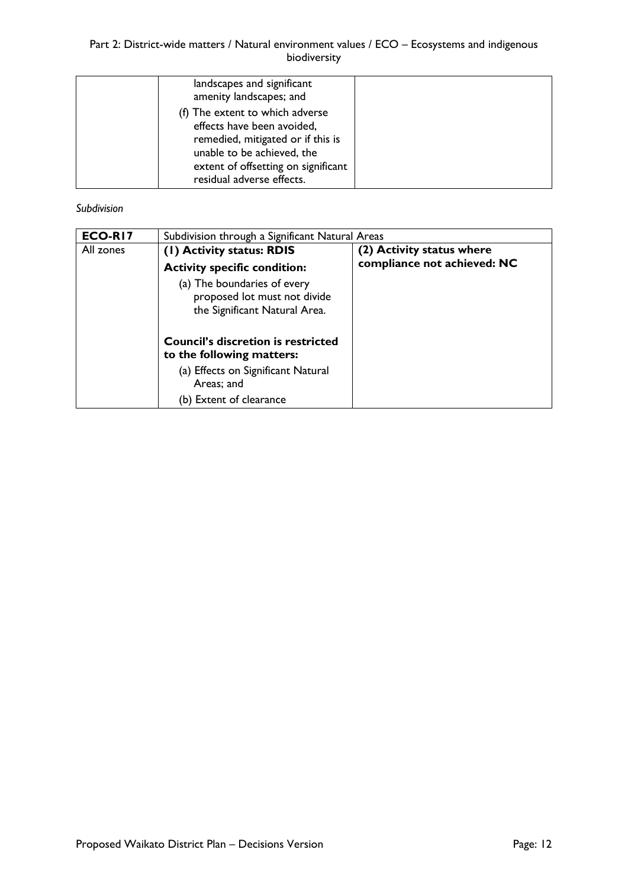| | | |
|---|---|---|
| | landscapes and significant amenity landscapes; and<br>(f) The extent to which adverse effects have been avoided, remedied, mitigated or if this is unable to be achieved, the extent of offsetting on significant residual adverse effects. | |

*Subdivision*

| **ECO-R17** | Subdivision through a Significant Natural Areas | |
|---|---|---|
| All zones | **(1) Activity status: RDIS**<br>**Activity specific condition:**<br>(a) The boundaries of every proposed lot must not divide the Significant Natural Area.<br><br>**Council's discretion is restricted to the following matters:**<br>(a) Effects on Significant Natural Areas; and<br>(b) Extent of clearance | **(2) Activity status where compliance not achieved: NC** |